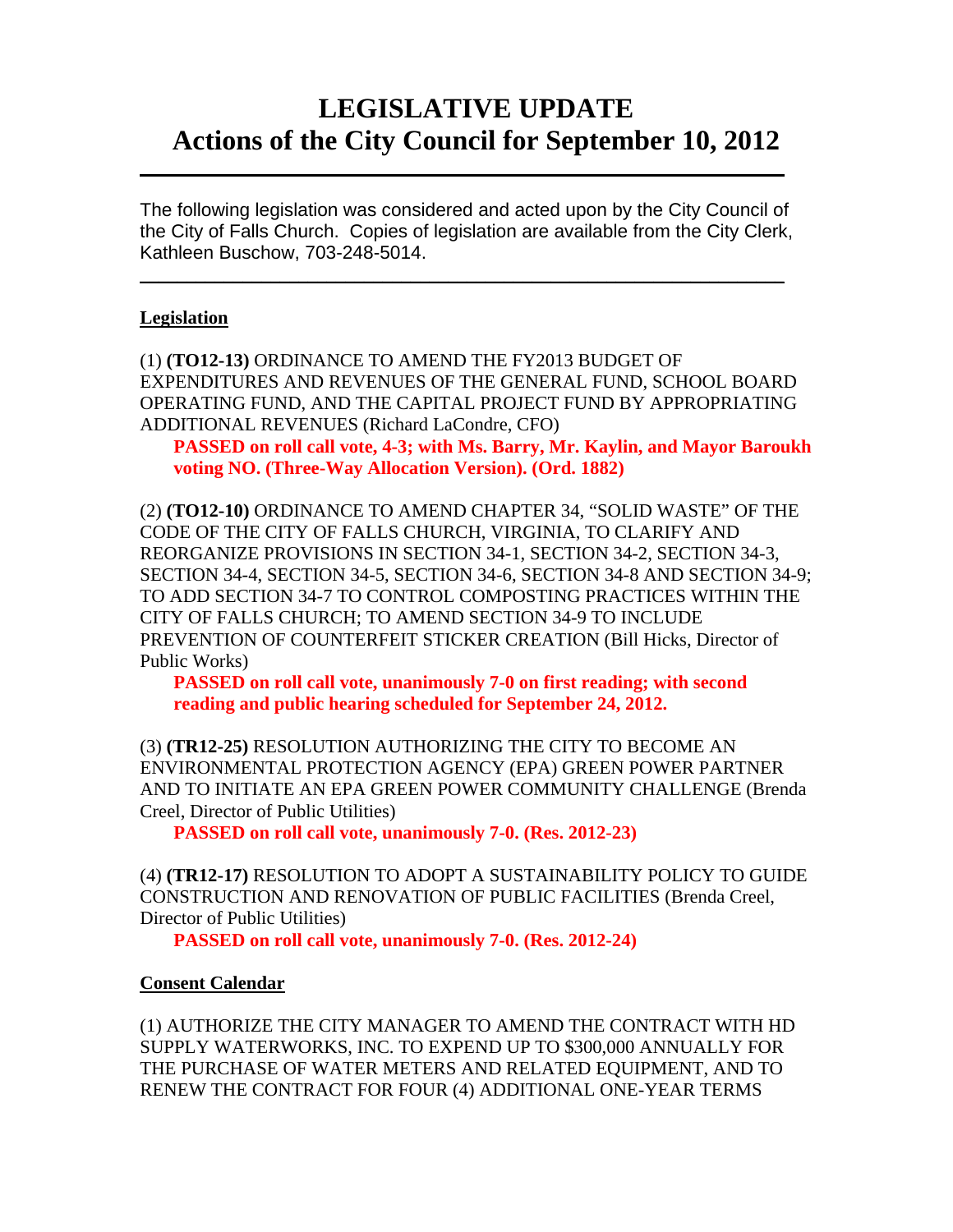# LEGISLATIVE UPDATE
# Actions of the City Council for September 10, 2012

---

The following legislation was considered and acted upon by the City Council of the City of Falls Church. Copies of legislation are available from the City Clerk, Kathleen Buschow, 703-248-5014.

---

## Legislation

(1) **(TO12-13)** ORDINANCE TO AMEND THE FY2013 BUDGET OF EXPENDITURES AND REVENUES OF THE GENERAL FUND, SCHOOL BOARD OPERATING FUND, AND THE CAPITAL PROJECT FUND BY APPROPRIATING ADDITIONAL REVENUES (Richard LaCondre, CFO)

**PASSED on roll call vote, 4-3; with Ms. Barry, Mr. Kaylin, and Mayor Baroukh voting NO. (Three-Way Allocation Version). (Ord. 1882)**

(2) **(TO12-10)** ORDINANCE TO AMEND CHAPTER 34, "SOLID WASTE" OF THE CODE OF THE CITY OF FALLS CHURCH, VIRGINIA, TO CLARIFY AND REORGANIZE PROVISIONS IN SECTION 34-1, SECTION 34-2, SECTION 34-3, SECTION 34-4, SECTION 34-5, SECTION 34-6, SECTION 34-8 AND SECTION 34-9; TO ADD SECTION 34-7 TO CONTROL COMPOSTING PRACTICES WITHIN THE CITY OF FALLS CHURCH; TO AMEND SECTION 34-9 TO INCLUDE PREVENTION OF COUNTERFEIT STICKER CREATION (Bill Hicks, Director of Public Works)

**PASSED on roll call vote, unanimously 7-0 on first reading; with second reading and public hearing scheduled for September 24, 2012.**

(3) **(TR12-25)** RESOLUTION AUTHORIZING THE CITY TO BECOME AN ENVIRONMENTAL PROTECTION AGENCY (EPA) GREEN POWER PARTNER AND TO INITIATE AN EPA GREEN POWER COMMUNITY CHALLENGE (Brenda Creel, Director of Public Utilities)

**PASSED on roll call vote, unanimously 7-0. (Res. 2012-23)**

(4) **(TR12-17)** RESOLUTION TO ADOPT A SUSTAINABILITY POLICY TO GUIDE CONSTRUCTION AND RENOVATION OF PUBLIC FACILITIES (Brenda Creel, Director of Public Utilities)

**PASSED on roll call vote, unanimously 7-0. (Res. 2012-24)**

## Consent Calendar

(1) AUTHORIZE THE CITY MANAGER TO AMEND THE CONTRACT WITH HD SUPPLY WATERWORKS, INC. TO EXPEND UP TO $300,000 ANNUALLY FOR THE PURCHASE OF WATER METERS AND RELATED EQUIPMENT, AND TO RENEW THE CONTRACT FOR FOUR (4) ADDITIONAL ONE-YEAR TERMS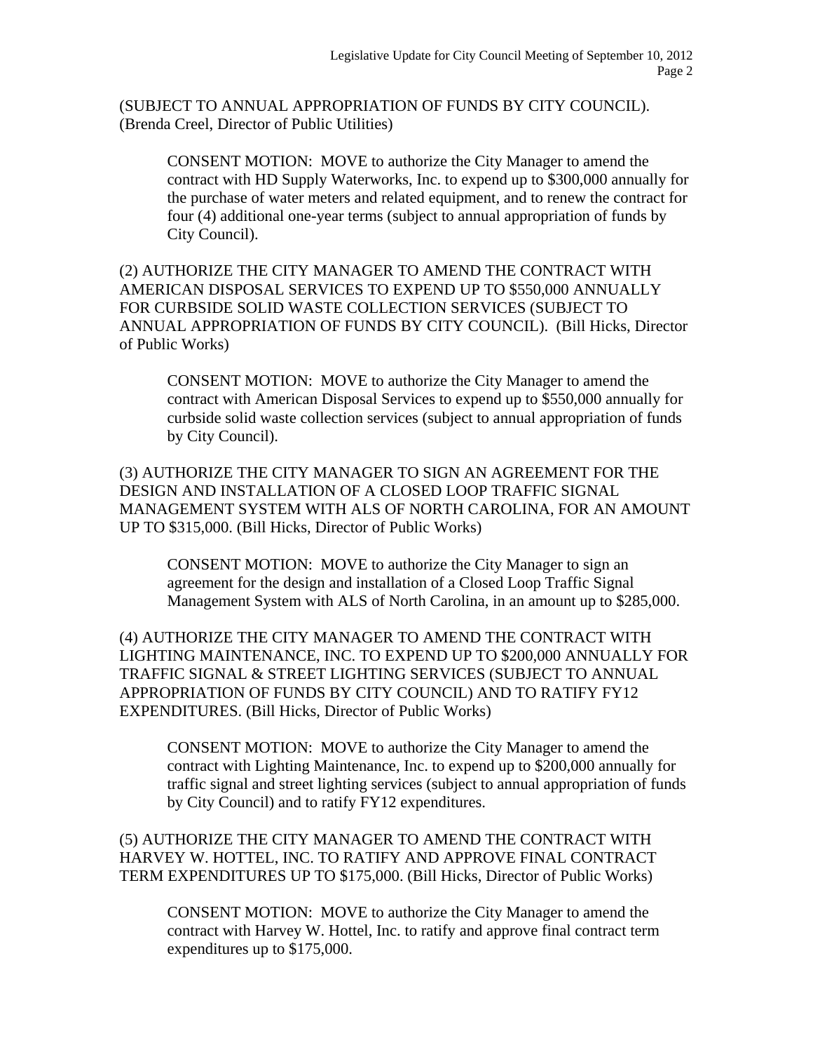(SUBJECT TO ANNUAL APPROPRIATION OF FUNDS BY CITY COUNCIL). (Brenda Creel, Director of Public Utilities)

> CONSENT MOTION: MOVE to authorize the City Manager to amend the contract with HD Supply Waterworks, Inc. to expend up to $300,000 annually for the purchase of water meters and related equipment, and to renew the contract for four (4) additional one-year terms (subject to annual appropriation of funds by City Council).

(2) AUTHORIZE THE CITY MANAGER TO AMEND THE CONTRACT WITH AMERICAN DISPOSAL SERVICES TO EXPEND UP TO $550,000 ANNUALLY FOR CURBSIDE SOLID WASTE COLLECTION SERVICES (SUBJECT TO ANNUAL APPROPRIATION OF FUNDS BY CITY COUNCIL). (Bill Hicks, Director of Public Works)

> CONSENT MOTION: MOVE to authorize the City Manager to amend the contract with American Disposal Services to expend up to $550,000 annually for curbside solid waste collection services (subject to annual appropriation of funds by City Council).

(3) AUTHORIZE THE CITY MANAGER TO SIGN AN AGREEMENT FOR THE DESIGN AND INSTALLATION OF A CLOSED LOOP TRAFFIC SIGNAL MANAGEMENT SYSTEM WITH ALS OF NORTH CAROLINA, FOR AN AMOUNT UP TO $315,000. (Bill Hicks, Director of Public Works)

> CONSENT MOTION: MOVE to authorize the City Manager to sign an agreement for the design and installation of a Closed Loop Traffic Signal Management System with ALS of North Carolina, in an amount up to $285,000.

(4) AUTHORIZE THE CITY MANAGER TO AMEND THE CONTRACT WITH LIGHTING MAINTENANCE, INC. TO EXPEND UP TO $200,000 ANNUALLY FOR TRAFFIC SIGNAL & STREET LIGHTING SERVICES (SUBJECT TO ANNUAL APPROPRIATION OF FUNDS BY CITY COUNCIL) AND TO RATIFY FY12 EXPENDITURES. (Bill Hicks, Director of Public Works)

> CONSENT MOTION: MOVE to authorize the City Manager to amend the contract with Lighting Maintenance, Inc. to expend up to $200,000 annually for traffic signal and street lighting services (subject to annual appropriation of funds by City Council) and to ratify FY12 expenditures.

(5) AUTHORIZE THE CITY MANAGER TO AMEND THE CONTRACT WITH HARVEY W. HOTTEL, INC. TO RATIFY AND APPROVE FINAL CONTRACT TERM EXPENDITURES UP TO $175,000. (Bill Hicks, Director of Public Works)

> CONSENT MOTION: MOVE to authorize the City Manager to amend the contract with Harvey W. Hottel, Inc. to ratify and approve final contract term expenditures up to $175,000.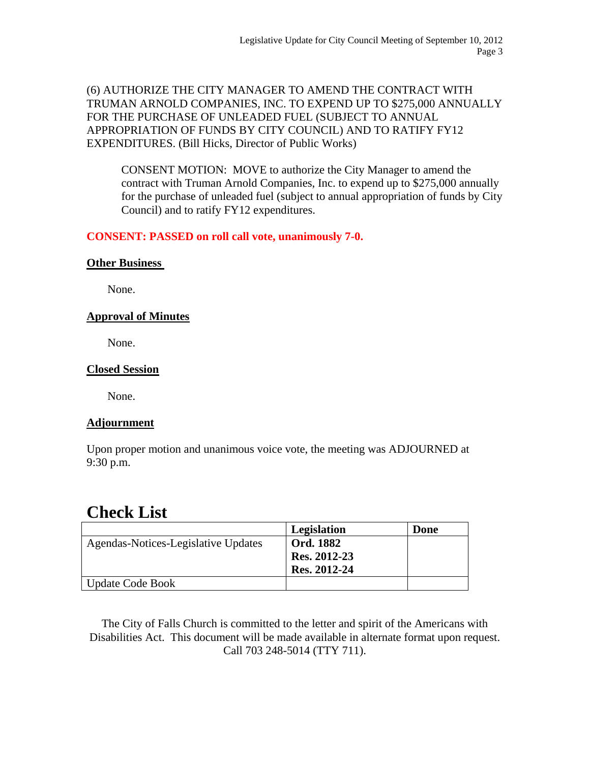(6) AUTHORIZE THE CITY MANAGER TO AMEND THE CONTRACT WITH TRUMAN ARNOLD COMPANIES, INC. TO EXPEND UP TO $275,000 ANNUALLY FOR THE PURCHASE OF UNLEADED FUEL (SUBJECT TO ANNUAL APPROPRIATION OF FUNDS BY CITY COUNCIL) AND TO RATIFY FY12 EXPENDITURES. (Bill Hicks, Director of Public Works)

> CONSENT MOTION: MOVE to authorize the City Manager to amend the contract with Truman Arnold Companies, Inc. to expend up to $275,000 annually for the purchase of unleaded fuel (subject to annual appropriation of funds by City Council) and to ratify FY12 expenditures.

**CONSENT: PASSED on roll call vote, unanimously 7-0.**

**Other Business**

None.

**Approval of Minutes**

None.

**Closed Session**

None.

**Adjournment**

Upon proper motion and unanimous voice vote, the meeting was ADJOURNED at 9:30 p.m.

# Check List

| | Legislation | Done |
|---|---|---|
| Agendas-Notices-Legislative Updates | **Ord. 1882**<br>**Res. 2012-23**<br>**Res. 2012-24** | |
| Update Code Book | | |

The City of Falls Church is committed to the letter and spirit of the Americans with Disabilities Act. This document will be made available in alternate format upon request. Call 703 248-5014 (TTY 711).